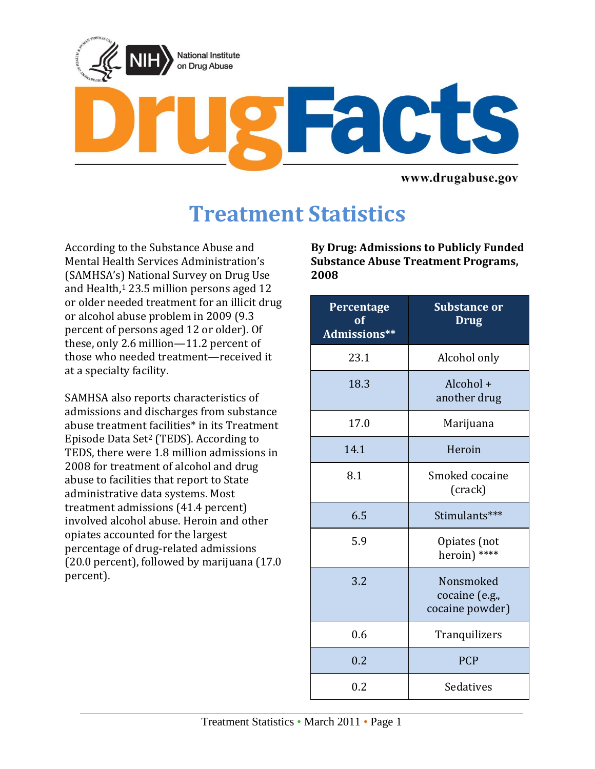# DrugFacts

www.drugabuse.gov

## Treatment Statistics

According to the Substance Abuse and Mental Health Services Administration's (SAMHSA's) National Survey on Drug Use and Health,[1] 23.5 million persons aged 12 or older needed treatment for an illicit drug or alcohol abuse problem in 2009 (9.3 percent of persons aged 12 or older). Of these, only 2.6 million—11.2 percent of those who needed treatment—received it at a specialty facility.

SAMHSA also reports characteristics of admissions and discharges from substance abuse treatment facilities* in its Treatment Episode Data Set[2] (TEDS). According to TEDS, there were 1.8 million admissions in 2008 for treatment of alcohol and drug abuse to facilities that report to State administrative data systems. Most treatment admissions (41.4 percent) involved alcohol abuse. Heroin and other opiates accounted for the largest percentage of drug-related admissions (20.0 percent), followed by marijuana (17.0 percent).

**By Drug: Admissions to Publicly Funded Substance Abuse Treatment Programs, 2008**

| Percentage of Admissions** | Substance or Drug |
|---|---|
| 23.1 | Alcohol only |
| 18.3 | Alcohol + another drug |
| 17.0 | Marijuana |
| 14.1 | Heroin |
| 8.1 | Smoked cocaine (crack) |
| 6.5 | Stimulants*** |
| 5.9 | Opiates (not heroin) **** |
| 3.2 | Nonsmoked cocaine (e.g., cocaine powder) |
| 0.6 | Tranquilizers |
| 0.2 | PCP |
| 0.2 | Sedatives |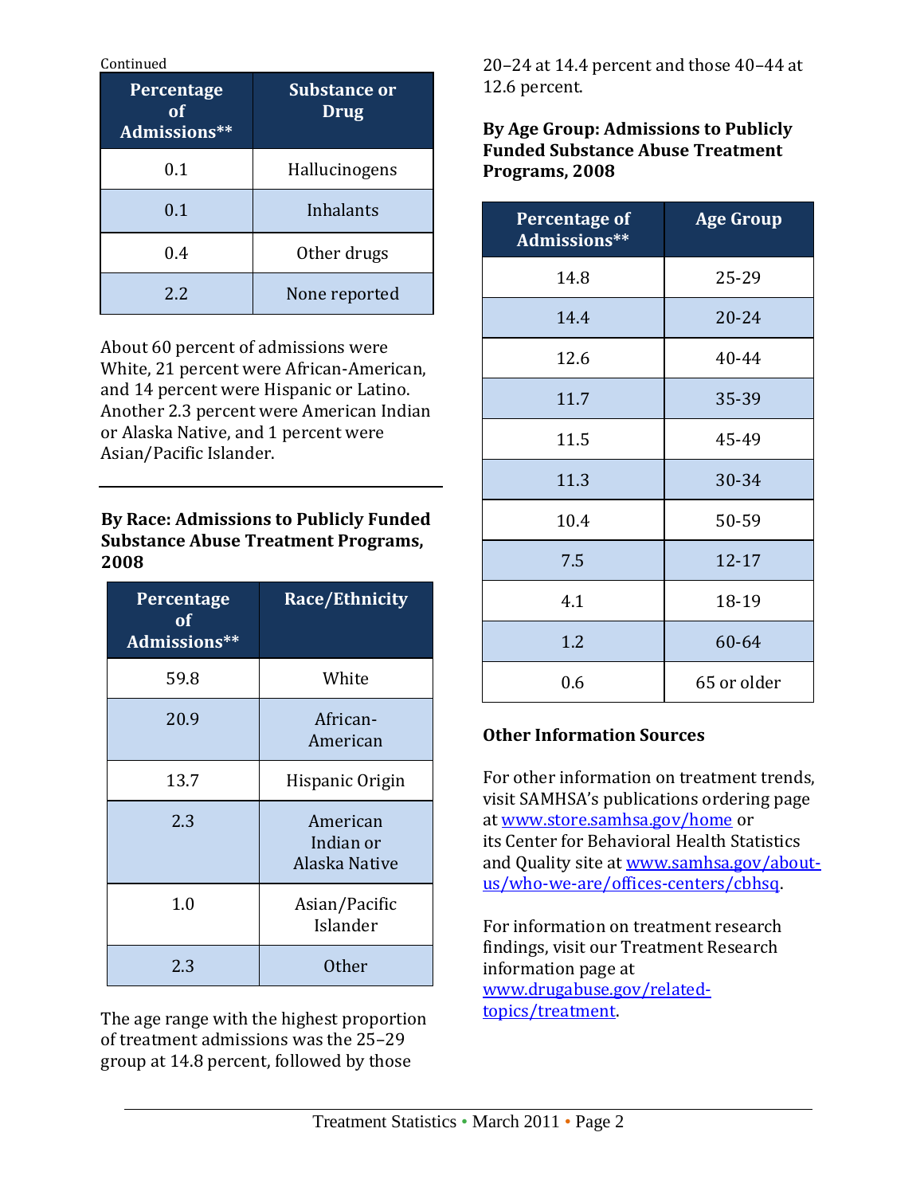Continued

| Percentage of Admissions** | Substance or Drug |
| --- | --- |
| 0.1 | Hallucinogens |
| 0.1 | Inhalants |
| 0.4 | Other drugs |
| 2.2 | None reported |

About 60 percent of admissions were White, 21 percent were African-American, and 14 percent were Hispanic or Latino. Another 2.3 percent were American Indian or Alaska Native, and 1 percent were Asian/Pacific Islander.

**By Race: Admissions to Publicly Funded Substance Abuse Treatment Programs, 2008**

| Percentage of Admissions** | Race/Ethnicity |
| --- | --- |
| 59.8 | White |
| 20.9 | African-American |
| 13.7 | Hispanic Origin |
| 2.3 | American Indian or Alaska Native |
| 1.0 | Asian/Pacific Islander |
| 2.3 | Other |

The age range with the highest proportion of treatment admissions was the 25–29 group at 14.8 percent, followed by those 20–24 at 14.4 percent and those 40–44 at 12.6 percent.

**By Age Group: Admissions to Publicly Funded Substance Abuse Treatment Programs, 2008**

| Percentage of Admissions** | Age Group |
| --- | --- |
| 14.8 | 25-29 |
| 14.4 | 20-24 |
| 12.6 | 40-44 |
| 11.7 | 35-39 |
| 11.5 | 45-49 |
| 11.3 | 30-34 |
| 10.4 | 50-59 |
| 7.5 | 12-17 |
| 4.1 | 18-19 |
| 1.2 | 60-64 |
| 0.6 | 65 or older |

### Other Information Sources

For other information on treatment trends, visit SAMHSA's publications ordering page at www.store.samhsa.gov/home or its Center for Behavioral Health Statistics and Quality site at www.samhsa.gov/about-us/who-we-are/offices-centers/cbhsq.

For information on treatment research findings, visit our Treatment Research information page at www.drugabuse.gov/related-topics/treatment.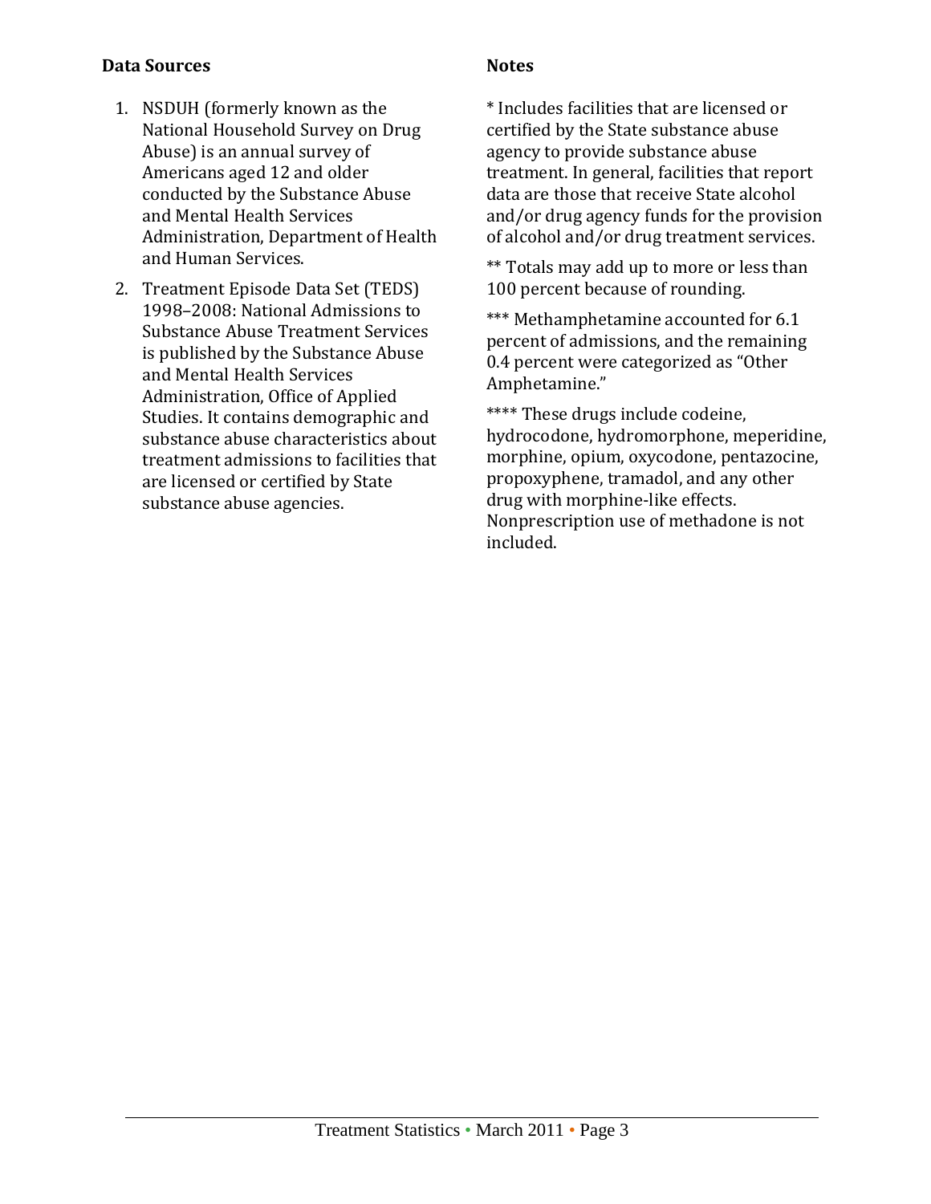**Data Sources**

1. NSDUH (formerly known as the National Household Survey on Drug Abuse) is an annual survey of Americans aged 12 and older conducted by the Substance Abuse and Mental Health Services Administration, Department of Health and Human Services.
2. Treatment Episode Data Set (TEDS) 1998–2008: National Admissions to Substance Abuse Treatment Services is published by the Substance Abuse and Mental Health Services Administration, Office of Applied Studies. It contains demographic and substance abuse characteristics about treatment admissions to facilities that are licensed or certified by State substance abuse agencies.

**Notes**

* Includes facilities that are licensed or certified by the State substance abuse agency to provide substance abuse treatment. In general, facilities that report data are those that receive State alcohol and/or drug agency funds for the provision of alcohol and/or drug treatment services.

** Totals may add up to more or less than 100 percent because of rounding.

*** Methamphetamine accounted for 6.1 percent of admissions, and the remaining 0.4 percent were categorized as "Other Amphetamine."

**** These drugs include codeine, hydrocodone, hydromorphone, meperidine, morphine, opium, oxycodone, pentazocine, propoxyphene, tramadol, and any other drug with morphine-like effects. Nonprescription use of methadone is not included.